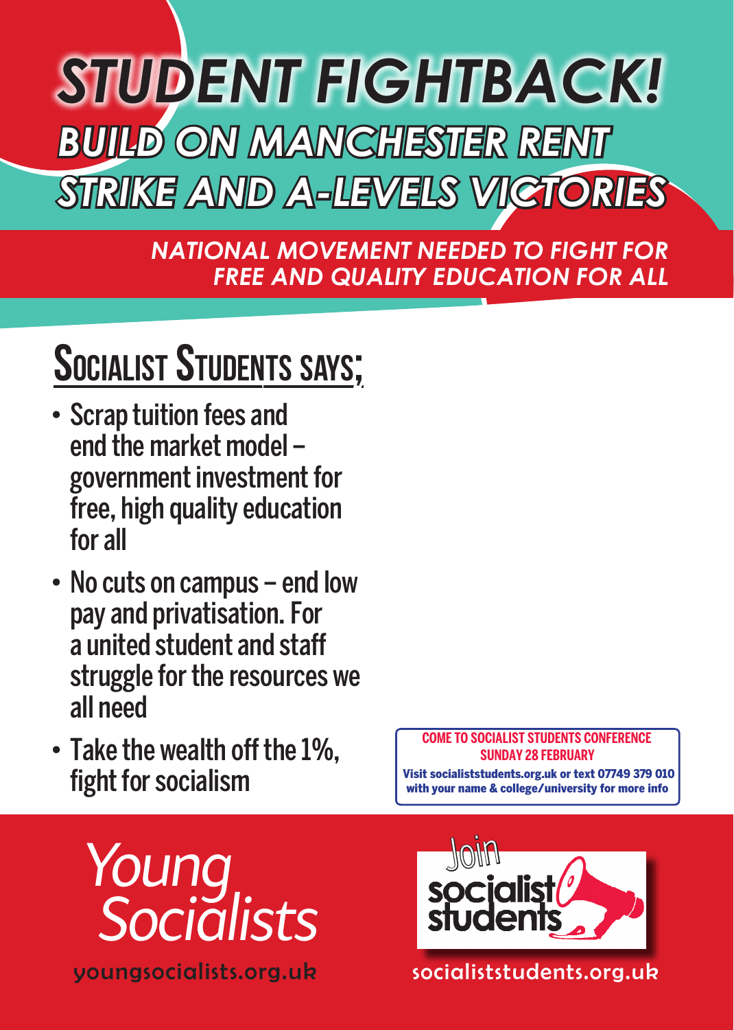# STUDENT FIGHTBACK!

## BUILD ON MANCHESTER RENT STRIKE AND A-LEVELS VICTORIES

**NATIONAL MOVEMENT NEEDED TO FIGHT FOR FREE AND QUALITY EDUCATION FOR ALL**

## SOCIALIST STUDENTS SAYS;

- Scrap tuition fees and end the market model – government investment for free, high quality education for all
- No cuts on campus – end low pay and privatisation. For a united student and staff struggle for the resources we all need
- Take the wealth off the 1%, fight for socialism

**COME TO SOCIALIST STUDENTS CONFERENCE SUNDAY 28 FEBRUARY**

**Visit socialiststudents.org.uk or text 07749 379 010 with your name & college/university for more info**

*Young Socialists*

youngsocialists.org.uk

Join socialist students

socialiststudents.org.uk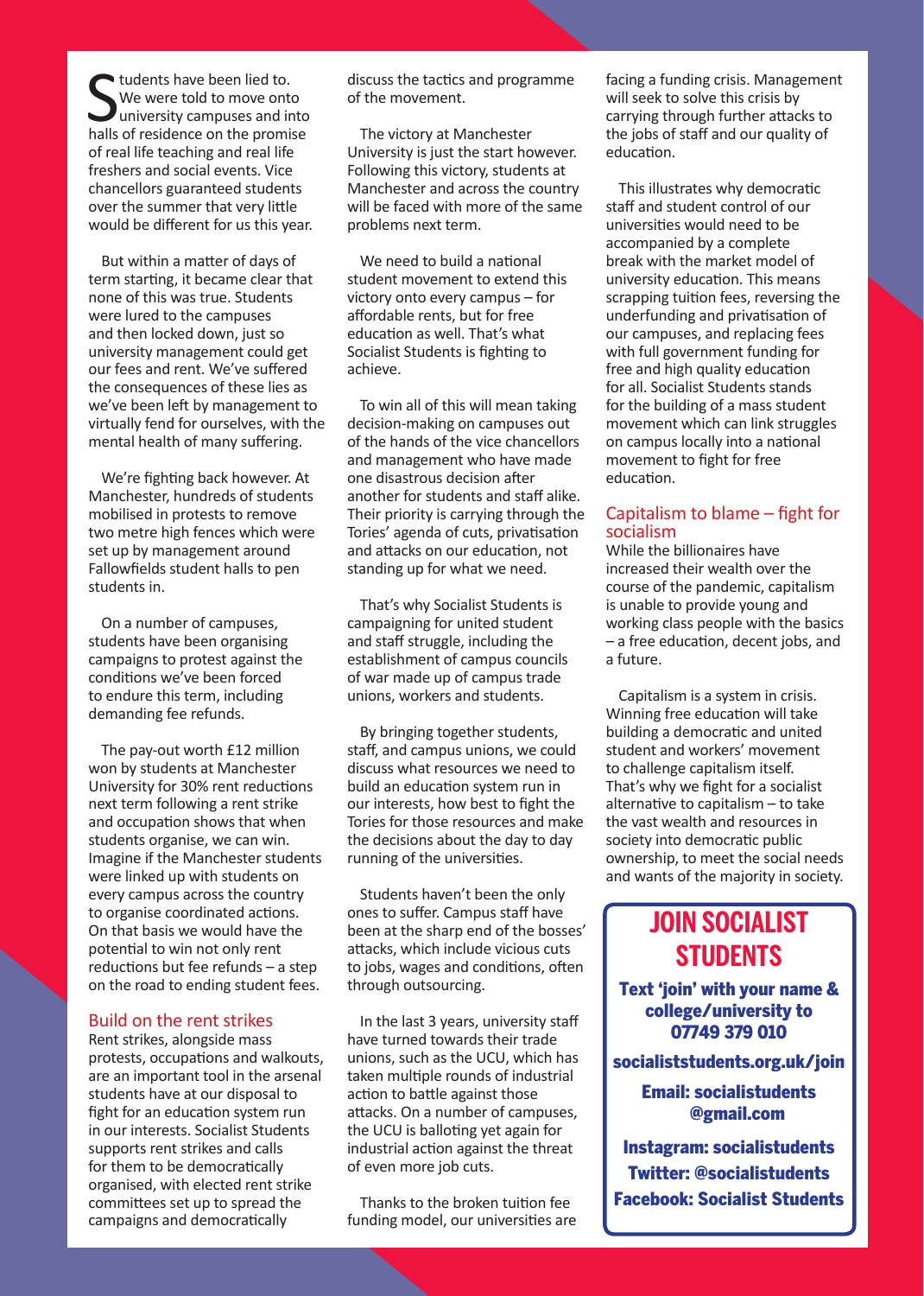Students have been lied to. We were told to move onto university campuses and into halls of residence on the promise of real life teaching and real life freshers and social events. Vice chancellors guaranteed students over the summer that very little would be different for us this year.

But within a matter of days of term starting, it became clear that none of this was true. Students were lured to the campuses and then locked down, just so university management could get our fees and rent. We've suffered the consequences of these lies as we've been left by management to virtually fend for ourselves, with the mental health of many suffering.

We're fighting back however. At Manchester, hundreds of students mobilised in protests to remove two metre high fences which were set up by management around Fallowfields student halls to pen students in.

On a number of campuses, students have been organising campaigns to protest against the conditions we've been forced to endure this term, including demanding fee refunds.

The pay-out worth £12 million won by students at Manchester University for 30% rent reductions next term following a rent strike and occupation shows that when students organise, we can win. Imagine if the Manchester students were linked up with students on every campus across the country to organise coordinated actions. On that basis we would have the potential to win not only rent reductions but fee refunds – a step on the road to ending student fees.

## Build on the rent strikes

Rent strikes, alongside mass protests, occupations and walkouts, are an important tool in the arsenal students have at our disposal to fight for an education system run in our interests. Socialist Students supports rent strikes and calls for them to be democratically organised, with elected rent strike committees set up to spread the campaigns and democratically discuss the tactics and programme of the movement.

The victory at Manchester University is just the start however. Following this victory, students at Manchester and across the country will be faced with more of the same problems next term.

We need to build a national student movement to extend this victory onto every campus – for affordable rents, but for free education as well. That's what Socialist Students is fighting to achieve.

To win all of this will mean taking decision-making on campuses out of the hands of the vice chancellors and management who have made one disastrous decision after another for students and staff alike. Their priority is carrying through the Tories' agenda of cuts, privatisation and attacks on our education, not standing up for what we need.

That's why Socialist Students is campaigning for united student and staff struggle, including the establishment of campus councils of war made up of campus trade unions, workers and students.

By bringing together students, staff, and campus unions, we could discuss what resources we need to build an education system run in our interests, how best to fight the Tories for those resources and make the decisions about the day to day running of the universities.

Students haven't been the only ones to suffer. Campus staff have been at the sharp end of the bosses' attacks, which include vicious cuts to jobs, wages and conditions, often through outsourcing.

In the last 3 years, university staff have turned towards their trade unions, such as the UCU, which has taken multiple rounds of industrial action to battle against those attacks. On a number of campuses, the UCU is balloting yet again for industrial action against the threat of even more job cuts.

Thanks to the broken tuition fee funding model, our universities are facing a funding crisis. Management will seek to solve this crisis by carrying through further attacks to the jobs of staff and our quality of education.

This illustrates why democratic staff and student control of our universities would need to be accompanied by a complete break with the market model of university education. This means scrapping tuition fees, reversing the underfunding and privatisation of our campuses, and replacing fees with full government funding for free and high quality education for all. Socialist Students stands for the building of a mass student movement which can link struggles on campus locally into a national movement to fight for free education.

## Capitalism to blame – fight for socialism

While the billionaires have increased their wealth over the course of the pandemic, capitalism is unable to provide young and working class people with the basics – a free education, decent jobs, and a future.

Capitalism is a system in crisis. Winning free education will take building a democratic and united student and workers' movement to challenge capitalism itself. That's why we fight for a socialist alternative to capitalism – to take the vast wealth and resources in society into democratic public ownership, to meet the social needs and wants of the majority in society.

## JOIN SOCIALIST STUDENTS

**Text 'join' with your name & college/university to 07749 379 010**

**socialiststudents.org.uk/join**

**Email: socialiststudents@gmail.com**

**Instagram: socialiststudents**
**Twitter: @socialiststudents**
**Facebook: Socialist Students**